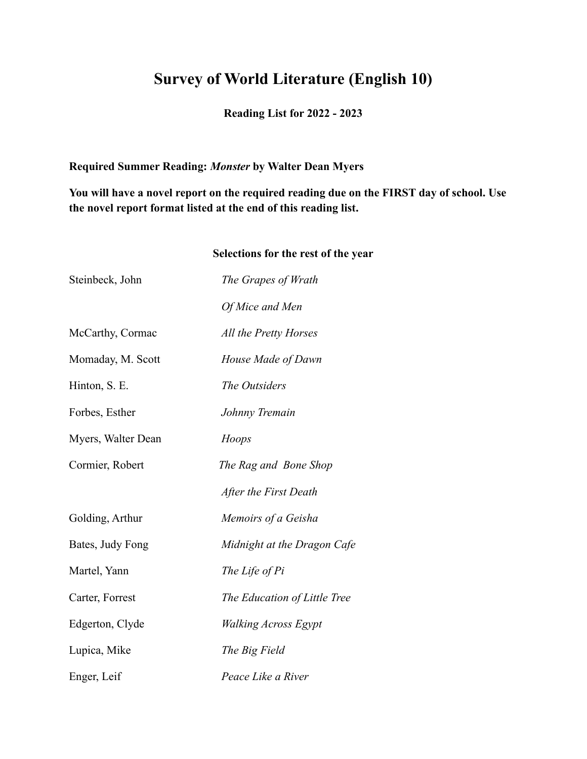# Survey of World Literature (English 10)

**Reading List for 2022 - 2023**

**Required Summer Reading: *Monster* by Walter Dean Myers**

**You will have a novel report on the required reading due on the FIRST day of school. Use the novel report format listed at the end of this reading list.**

### Selections for the rest of the year

| | |
|---|---|
| Steinbeck, John | *The Grapes of Wrath* |
| | *Of Mice and Men* |
| McCarthy, Cormac | *All the Pretty Horses* |
| Momaday, M. Scott | *House Made of Dawn* |
| Hinton, S. E. | *The Outsiders* |
| Forbes, Esther | *Johnny Tremain* |
| Myers, Walter Dean | *Hoops* |
| Cormier, Robert | *The Rag and Bone Shop* |
| | *After the First Death* |
| Golding, Arthur | *Memoirs of a Geisha* |
| Bates, Judy Fong | *Midnight at the Dragon Cafe* |
| Martel, Yann | *The Life of Pi* |
| Carter, Forrest | *The Education of Little Tree* |
| Edgerton, Clyde | *Walking Across Egypt* |
| Lupica, Mike | *The Big Field* |
| Enger, Leif | *Peace Like a River* |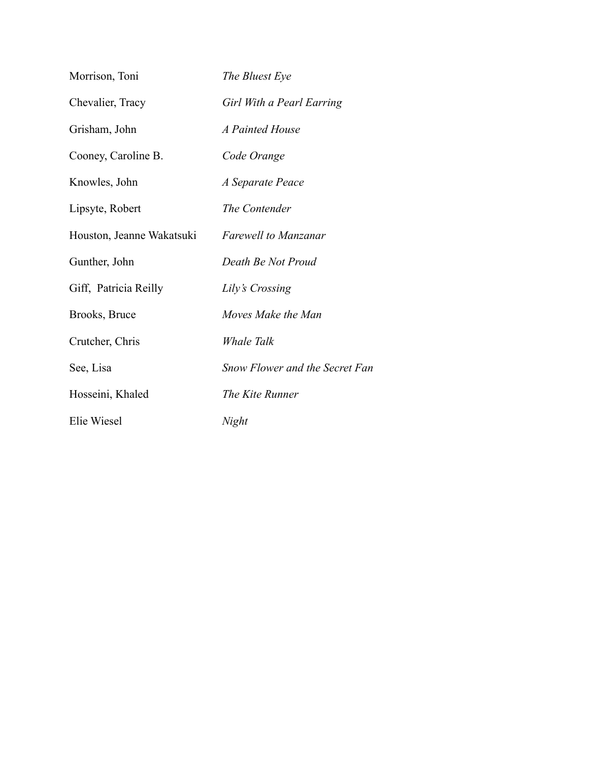| | |
|---|---|
| Morrison, Toni | *The Bluest Eye* |
| Chevalier, Tracy | *Girl With a Pearl Earring* |
| Grisham, John | *A Painted House* |
| Cooney, Caroline B. | *Code Orange* |
| Knowles, John | *A Separate Peace* |
| Lipsyte, Robert | *The Contender* |
| Houston, Jeanne Wakatsuki | *Farewell to Manzanar* |
| Gunther, John | *Death Be Not Proud* |
| Giff, Patricia Reilly | *Lily's Crossing* |
| Brooks, Bruce | *Moves Make the Man* |
| Crutcher, Chris | *Whale Talk* |
| See, Lisa | *Snow Flower and the Secret Fan* |
| Hosseini, Khaled | *The Kite Runner* |
| Elie Wiesel | *Night* |